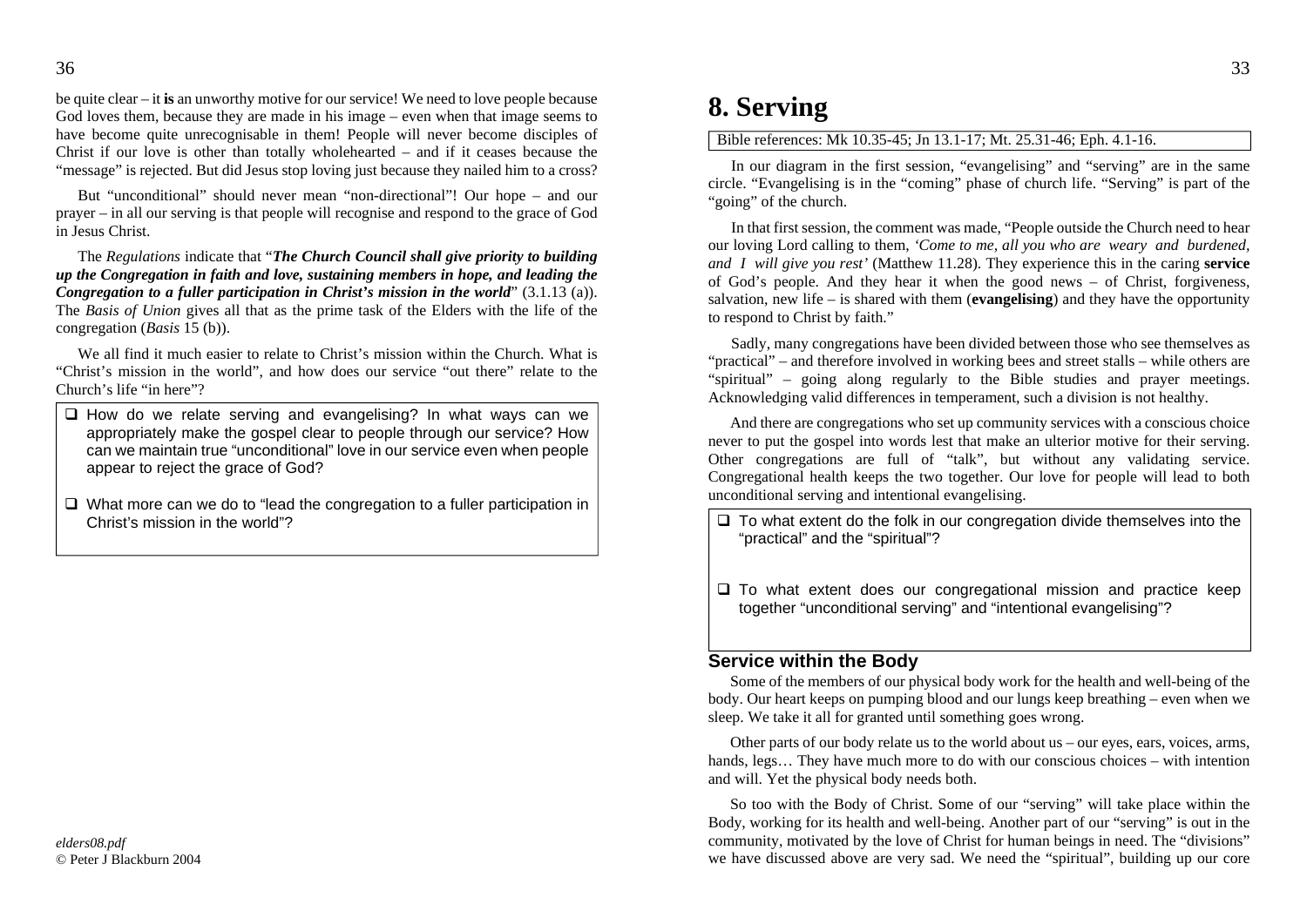be quite clear – it **is** an unworthy motive for our service! We need to love people because God loves them, because they are made in his image – even when that image seems to have become quite unrecognisable in them! People will never become disciples of Christ if our love is other than totally wholehearted – and if it ceases because the "message" is rejected. But did Jesus stop loving just because they nailed him to a cross?

But "unconditional" should never mean "non-directional"! Our hope – and our prayer – in all our serving is that people will recognise and respond to the grace of God in Jesus Christ.

The *Regulations* indicate that "***The Church Council shall give priority to building up the Congregation in faith and love, sustaining members in hope, and leading the Congregation to a fuller participation in Christ's mission in the world***" (3.1.13 (a)). The *Basis of Union* gives all that as the prime task of the Elders with the life of the congregation (*Basis* 15 (b)).

We all find it much easier to relate to Christ's mission within the Church. What is "Christ's mission in the world", and how does our service "out there" relate to the Church's life "in here"?

- ❑ How do we relate serving and evangelising? In what ways can we appropriately make the gospel clear to people through our service? How can we maintain true "unconditional" love in our service even when people appear to reject the grace of God?
- ❑ What more can we do to "lead the congregation to a fuller participation in Christ's mission in the world"?

elders08.pdf
© Peter J Blackburn 2004

# 8. Serving

Bible references: Mk 10.35-45; Jn 13.1-17; Mt. 25.31-46; Eph. 4.1-16.

In our diagram in the first session, "evangelising" and "serving" are in the same circle. "Evangelising is in the "coming" phase of church life. "Serving" is part of the "going" of the church.

In that first session, the comment was made, "People outside the Church need to hear our loving Lord calling to them, *'Come to me, all you who are weary and burdened, and I will give you rest'* (Matthew 11.28). They experience this in the caring **service** of God's people. And they hear it when the good news – of Christ, forgiveness, salvation, new life – is shared with them (**evangelising**) and they have the opportunity to respond to Christ by faith."

Sadly, many congregations have been divided between those who see themselves as "practical" – and therefore involved in working bees and street stalls – while others are "spiritual" – going along regularly to the Bible studies and prayer meetings. Acknowledging valid differences in temperament, such a division is not healthy.

And there are congregations who set up community services with a conscious choice never to put the gospel into words lest that make an ulterior motive for their serving. Other congregations are full of "talk", but without any validating service. Congregational health keeps the two together. Our love for people will lead to both unconditional serving and intentional evangelising.

- ❑ To what extent do the folk in our congregation divide themselves into the "practical" and the "spiritual"?
- ❑ To what extent does our congregational mission and practice keep together "unconditional serving" and "intentional evangelising"?

## Service within the Body

Some of the members of our physical body work for the health and well-being of the body. Our heart keeps on pumping blood and our lungs keep breathing – even when we sleep. We take it all for granted until something goes wrong.

Other parts of our body relate us to the world about us – our eyes, ears, voices, arms, hands, legs… They have much more to do with our conscious choices – with intention and will. Yet the physical body needs both.

So too with the Body of Christ. Some of our "serving" will take place within the Body, working for its health and well-being. Another part of our "serving" is out in the community, motivated by the love of Christ for human beings in need. The "divisions" we have discussed above are very sad. We need the "spiritual", building up our core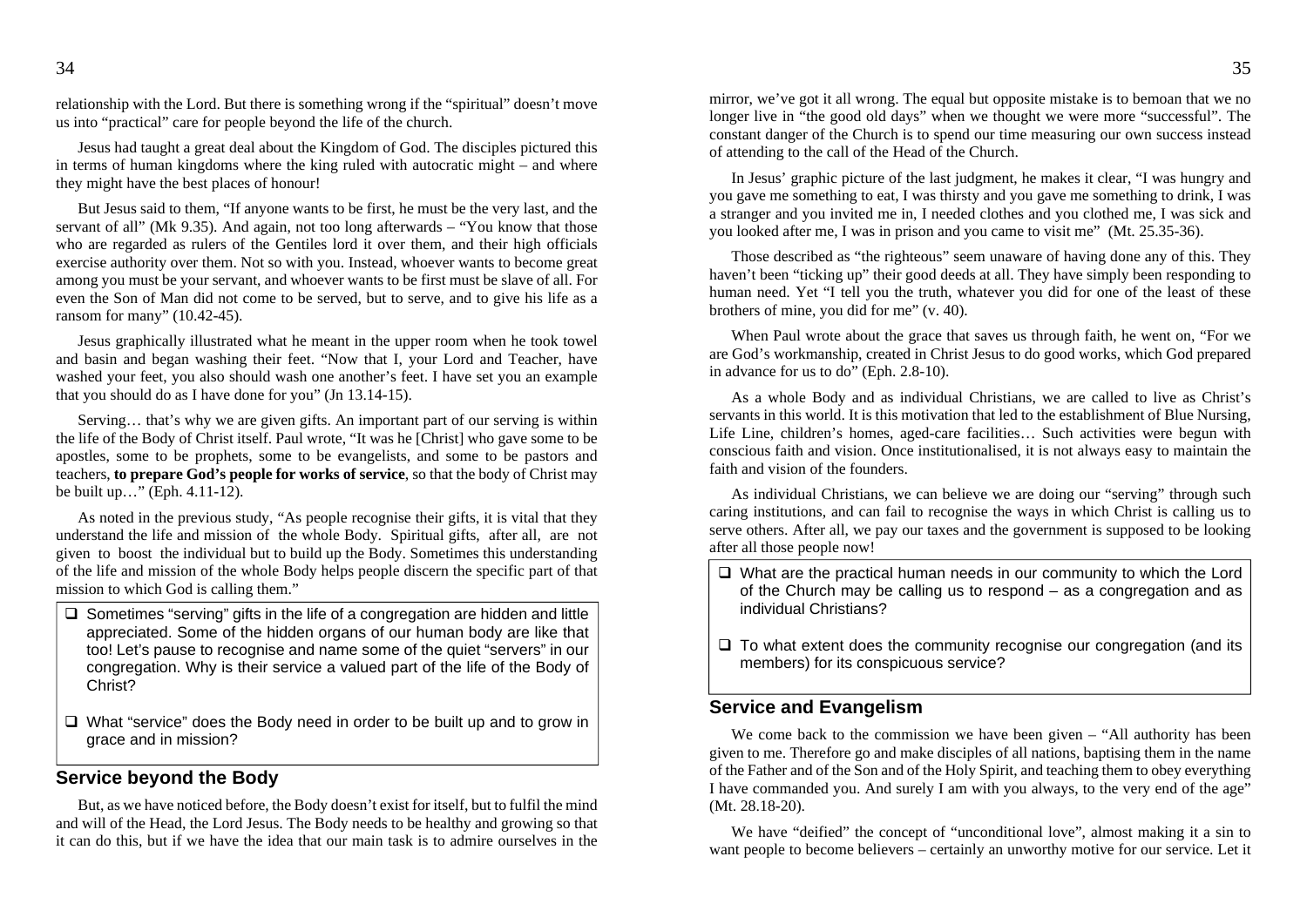relationship with the Lord. But there is something wrong if the "spiritual" doesn't move us into "practical" care for people beyond the life of the church.

Jesus had taught a great deal about the Kingdom of God. The disciples pictured this in terms of human kingdoms where the king ruled with autocratic might – and where they might have the best places of honour!

But Jesus said to them, "If anyone wants to be first, he must be the very last, and the servant of all" (Mk 9.35). And again, not too long afterwards – "You know that those who are regarded as rulers of the Gentiles lord it over them, and their high officials exercise authority over them. Not so with you. Instead, whoever wants to become great among you must be your servant, and whoever wants to be first must be slave of all. For even the Son of Man did not come to be served, but to serve, and to give his life as a ransom for many" (10.42-45).

Jesus graphically illustrated what he meant in the upper room when he took towel and basin and began washing their feet. "Now that I, your Lord and Teacher, have washed your feet, you also should wash one another's feet. I have set you an example that you should do as I have done for you" (Jn 13.14-15).

Serving… that's why we are given gifts. An important part of our serving is within the life of the Body of Christ itself. Paul wrote, "It was he [Christ] who gave some to be apostles, some to be prophets, some to be evangelists, and some to be pastors and teachers, **to prepare God's people for works of service**, so that the body of Christ may be built up…" (Eph. 4.11-12).

As noted in the previous study, "As people recognise their gifts, it is vital that they understand the life and mission of the whole Body. Spiritual gifts, after all, are not given to boost the individual but to build up the Body. Sometimes this understanding of the life and mission of the whole Body helps people discern the specific part of that mission to which God is calling them."

- ❑ Sometimes "serving" gifts in the life of a congregation are hidden and little appreciated. Some of the hidden organs of our human body are like that too! Let's pause to recognise and name some of the quiet "servers" in our congregation. Why is their service a valued part of the life of the Body of Christ?
- ❑ What "service" does the Body need in order to be built up and to grow in grace and in mission?

## Service beyond the Body

But, as we have noticed before, the Body doesn't exist for itself, but to fulfil the mind and will of the Head, the Lord Jesus. The Body needs to be healthy and growing so that it can do this, but if we have the idea that our main task is to admire ourselves in the mirror, we've got it all wrong. The equal but opposite mistake is to bemoan that we no longer live in "the good old days" when we thought we were more "successful". The constant danger of the Church is to spend our time measuring our own success instead of attending to the call of the Head of the Church.

In Jesus' graphic picture of the last judgment, he makes it clear, "I was hungry and you gave me something to eat, I was thirsty and you gave me something to drink, I was a stranger and you invited me in, I needed clothes and you clothed me, I was sick and you looked after me, I was in prison and you came to visit me" (Mt. 25.35-36).

Those described as "the righteous" seem unaware of having done any of this. They haven't been "ticking up" their good deeds at all. They have simply been responding to human need. Yet "I tell you the truth, whatever you did for one of the least of these brothers of mine, you did for me" (v. 40).

When Paul wrote about the grace that saves us through faith, he went on, "For we are God's workmanship, created in Christ Jesus to do good works, which God prepared in advance for us to do" (Eph. 2.8-10).

As a whole Body and as individual Christians, we are called to live as Christ's servants in this world. It is this motivation that led to the establishment of Blue Nursing, Life Line, children's homes, aged-care facilities… Such activities were begun with conscious faith and vision. Once institutionalised, it is not always easy to maintain the faith and vision of the founders.

As individual Christians, we can believe we are doing our "serving" through such caring institutions, and can fail to recognise the ways in which Christ is calling us to serve others. After all, we pay our taxes and the government is supposed to be looking after all those people now!

- ❑ What are the practical human needs in our community to which the Lord of the Church may be calling us to respond – as a congregation and as individual Christians?
- ❑ To what extent does the community recognise our congregation (and its members) for its conspicuous service?

## Service and Evangelism

We come back to the commission we have been given – "All authority has been given to me. Therefore go and make disciples of all nations, baptising them in the name of the Father and of the Son and of the Holy Spirit, and teaching them to obey everything I have commanded you. And surely I am with you always, to the very end of the age" (Mt. 28.18-20).

We have "deified" the concept of "unconditional love", almost making it a sin to want people to become believers – certainly an unworthy motive for our service. Let it